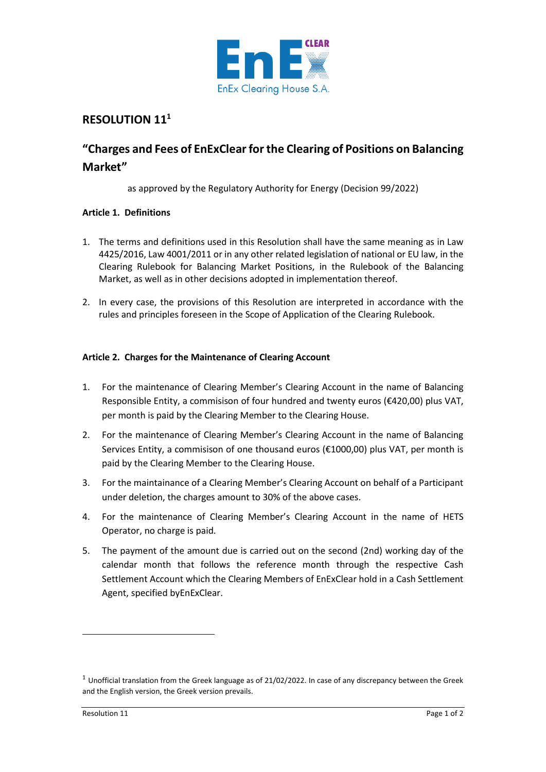# RESOLUTION 11[1]

## "Charges and Fees of EnExClear for the Clearing of Positions on Balancing Market"

as approved by the Regulatory Authority for Energy (Decision 99/2022)

### Article 1. Definitions

1. The terms and definitions used in this Resolution shall have the same meaning as in Law 4425/2016, Law 4001/2011 or in any other related legislation of national or EU law, in the Clearing Rulebook for Balancing Market Positions, in the Rulebook of the Balancing Market, as well as in other decisions adopted in implementation thereof.

2. In every case, the provisions of this Resolution are interpreted in accordance with the rules and principles foreseen in the Scope of Application of the Clearing Rulebook.

### Article 2. Charges for the Maintenance of Clearing Account

1. For the maintenance of Clearing Member's Clearing Account in the name of Balancing Responsible Entity, a commisison of four hundred and twenty euros (€420,00) plus VAT, per month is paid by the Clearing Member to the Clearing House.

2. For the maintenance of Clearing Member's Clearing Account in the name of Balancing Services Entity, a commisison of one thousand euros (€1000,00) plus VAT, per month is paid by the Clearing Member to the Clearing House.

3. For the maintainance of a Clearing Member's Clearing Account on behalf of a Participant under deletion, the charges amount to 30% of the above cases.

4. For the maintenance of Clearing Member's Clearing Account in the name of HETS Operator, no charge is paid.

5. The payment of the amount due is carried out on the second (2nd) working day of the calendar month that follows the reference month through the respective Cash Settlement Account which the Clearing Members of EnExClear hold in a Cash Settlement Agent, specified byEnExClear.

---

[1] Unofficial translation from the Greek language as of 21/02/2022. In case of any discrepancy between the Greek and the English version, the Greek version prevails.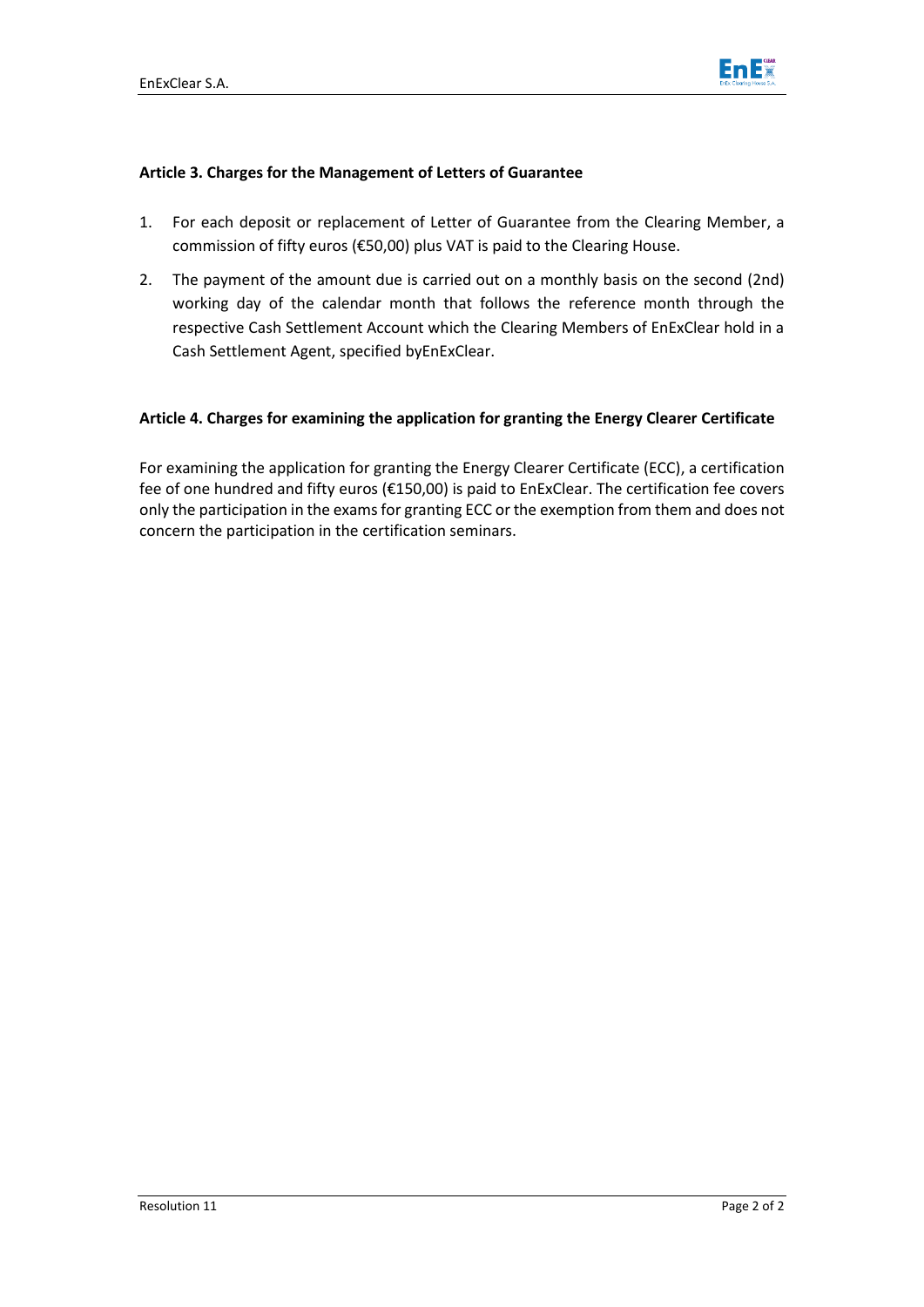### Article 3. Charges for the Management of Letters of Guarantee

1. For each deposit or replacement of Letter of Guarantee from the Clearing Member, a commission of fifty euros (€50,00) plus VAT is paid to the Clearing House.
2. The payment of the amount due is carried out on a monthly basis on the second (2nd) working day of the calendar month that follows the reference month through the respective Cash Settlement Account which the Clearing Members of EnExClear hold in a Cash Settlement Agent, specified byEnExClear.

### Article 4. Charges for examining the application for granting the Energy Clearer Certificate

For examining the application for granting the Energy Clearer Certificate (ECC), a certification fee of one hundred and fifty euros (€150,00) is paid to EnExClear. The certification fee covers only the participation in the exams for granting ECC or the exemption from them and does not concern the participation in the certification seminars.